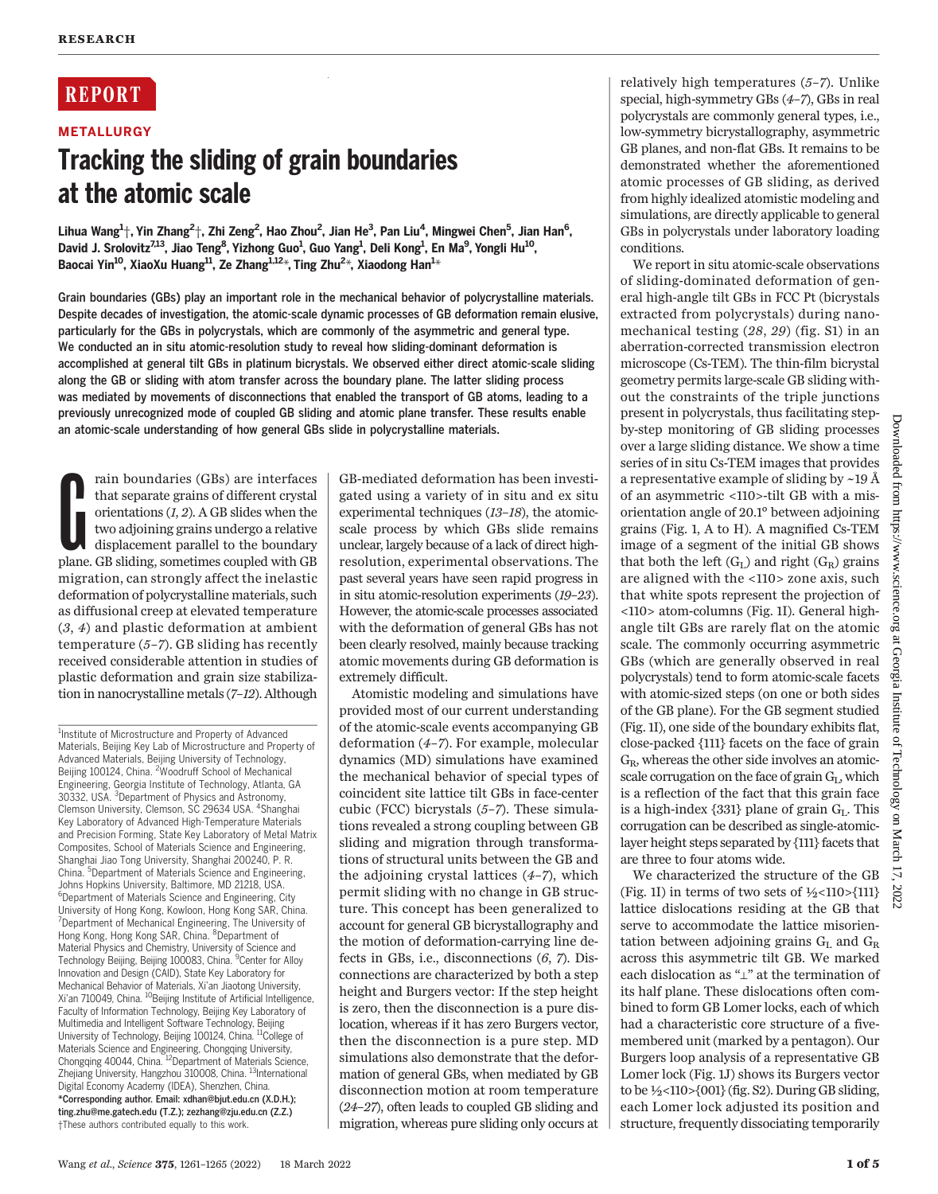RESEARCH

# REPORT

## METALLURGY

# Tracking the sliding of grain boundaries at the atomic scale

Lihua Wang[1]†, Yin Zhang[2]†, Zhi Zeng[2], Hao Zhou[2], Jian He[3], Pan Liu[4], Mingwei Chen[5], Jian Han[6], David J. Srolovitz[7,13], Jiao Teng[8], Yizhong Guo[1], Guo Yang[1], Deli Kong[1], En Ma[9], Yongli Hu[10], Baocai Yin[10], XiaoXu Huang[11], Ze Zhang[1,12]*, Ting Zhu[2]*, Xiaodong Han[1]*

**Grain boundaries (GBs) play an important role in the mechanical behavior of polycrystalline materials. Despite decades of investigation, the atomic-scale dynamic processes of GB deformation remain elusive, particularly for the GBs in polycrystals, which are commonly of the asymmetric and general type. We conducted an in situ atomic-resolution study to reveal how sliding-dominant deformation is accomplished at general tilt GBs in platinum bicrystals. We observed either direct atomic-scale sliding along the GB or sliding with atom transfer across the boundary plane. The latter sliding process was mediated by movements of disconnections that enabled the transport of GB atoms, leading to a previously unrecognized mode of coupled GB sliding and atomic plane transfer. These results enable an atomic-scale understanding of how general GBs slide in polycrystalline materials.**

Grain boundaries (GBs) are interfaces that separate grains of different crystal orientations (*1, 2*). A GB slides when the two adjoining grains undergo a relative displacement parallel to the boundary plane. GB sliding, sometimes coupled with GB migration, can strongly affect the inelastic deformation of polycrystalline materials, such as diffusional creep at elevated temperature (*3, 4*) and plastic deformation at ambient temperature (*5–7*). GB sliding has recently received considerable attention in studies of plastic deformation and grain size stabilization in nanocrystalline metals (*7–12*). Although GB-mediated deformation has been investigated using a variety of in situ and ex situ experimental techniques (*13–18*), the atomic-scale process by which GBs slide remains unclear, largely because of a lack of direct high-resolution, experimental observations. The past several years have seen rapid progress in in situ atomic-resolution experiments (*19–23*). However, the atomic-scale processes associated with the deformation of general GBs has not been clearly resolved, mainly because tracking atomic movements during GB deformation is extremely difficult.

Atomistic modeling and simulations have provided most of our current understanding of the atomic-scale events accompanying GB deformation (*4–7*). For example, molecular dynamics (MD) simulations have examined the mechanical behavior of special types of coincident site lattice tilt GBs in face-center cubic (FCC) bicrystals (*5–7*). These simulations revealed a strong coupling between GB sliding and migration through transformations of structural units between the GB and the adjoining crystal lattices (*4–7*), which permit sliding with no change in GB structure. This concept has been generalized to account for general GB bicrystallography and the motion of deformation-carrying line defects in GBs, i.e., disconnections (*6, 7*). Disconnections are characterized by both a step height and Burgers vector: If the step height is zero, then the disconnection is a pure dislocation, whereas if it has zero Burgers vector, then the disconnection is a pure step. MD simulations also demonstrate that the deformation of general GBs, when mediated by GB disconnection motion at room temperature (*24–27*), often leads to coupled GB sliding and migration, whereas pure sliding only occurs at relatively high temperatures (*5–7*). Unlike special, high-symmetry GBs (*4–7*), GBs in real polycrystals are commonly general types, i.e., low-symmetry bicrystallography, asymmetric GB planes, and non-flat GBs. It remains to be demonstrated whether the aforementioned atomic processes of GB sliding, as derived from highly idealized atomistic modeling and simulations, are directly applicable to general GBs in polycrystals under laboratory loading conditions.

We report in situ atomic-scale observations of sliding-dominated deformation of general high-angle tilt GBs in FCC Pt (bicrystals extracted from polycrystals) during nanomechanical testing (*28, 29*) (fig. S1) in an aberration-corrected transmission electron microscope (Cs-TEM). The thin-film bicrystal geometry permits large-scale GB sliding without the constraints of the triple junctions present in polycrystals, thus facilitating step-by-step monitoring of GB sliding processes over a large sliding distance. We show a time series of in situ Cs-TEM images that provides a representative example of sliding by ~19 Å of an asymmetric <110>-tilt GB with a misorientation angle of 20.1° between adjoining grains (Fig. 1, A to H). A magnified Cs-TEM image of a segment of the initial GB shows that both the left ($G_L$) and right ($G_R$) grains are aligned with the <110> zone axis, such that white spots represent the projection of <110> atom-columns (Fig. 1I). General high-angle tilt GBs are rarely flat on the atomic scale. The commonly occurring asymmetric GBs (which are generally observed in real polycrystals) tend to form atomic-scale facets with atomic-sized steps (on one or both sides of the GB plane). For the GB segment studied (Fig. 1I), one side of the boundary exhibits flat, close-packed {111} facets on the face of grain $G_R$, whereas the other side involves an atomic-scale corrugation on the face of grain $G_L$, which is a reflection of the fact that this grain face is a high-index {331} plane of grain $G_L$. This corrugation can be described as single-atomic-layer height steps separated by {111} facets that are three to four atoms wide.

We characterized the structure of the GB (Fig. 1I) in terms of two sets of ½<110>{111} lattice dislocations residing at the GB that serve to accommodate the lattice misorientation between adjoining grains $G_L$ and $G_R$ across this asymmetric tilt GB. We marked each dislocation as "⊥" at the termination of its half plane. These dislocations often combined to form GB Lomer locks, each of which had a characteristic core structure of a five-membered unit (marked by a pentagon). Our Burgers loop analysis of a representative GB Lomer lock (Fig. 1J) shows its Burgers vector to be ½<110>{001} (fig. S2). During GB sliding, each Lomer lock adjusted its position and structure, frequently dissociating temporarily

[1]Institute of Microstructure and Property of Advanced Materials, Beijing Key Lab of Microstructure and Property of Advanced Materials, Beijing University of Technology, Beijing 100124, China. [2]Woodruff School of Mechanical Engineering, Georgia Institute of Technology, Atlanta, GA 30332, USA. [3]Department of Physics and Astronomy, Clemson University, Clemson, SC 29634 USA. [4]Shanghai Key Laboratory of Advanced High-Temperature Materials and Precision Forming, State Key Laboratory of Metal Matrix Composites, School of Materials Science and Engineering, Shanghai Jiao Tong University, Shanghai 200240, P. R. China. [5]Department of Materials Science and Engineering, Johns Hopkins University, Baltimore, MD 21218, USA. [6]Department of Materials Science and Engineering, City University of Hong Kong, Kowloon, Hong Kong SAR, China. [7]Department of Mechanical Engineering, The University of Hong Kong, Hong Kong SAR, China. [8]Department of Material Physics and Chemistry, University of Science and Technology Beijing, Beijing 100083, China. [9]Center for Alloy Innovation and Design (CAID), State Key Laboratory for Mechanical Behavior of Materials, Xi'an Jiaotong University, Xi'an 710049, China. [10]Beijing Institute of Artificial Intelligence, Faculty of Information Technology, Beijing Key Laboratory of Multimedia and Intelligent Software Technology, Beijing University of Technology, Beijing 100124, China. [11]College of Materials Science and Engineering, Chongqing University, Chongqing 40044, China. [12]Department of Materials Science, Zhejiang University, Hangzhou 310008, China. [13]International Digital Economy Academy (IDEA), Shenzhen, China.
*Corresponding author. Email: xdhan@bjut.edu.cn (X.D.H.); ting.zhu@me.gatech.edu (T.Z.); zezhang@zju.edu.cn (Z.Z.)
†These authors contributed equally to this work.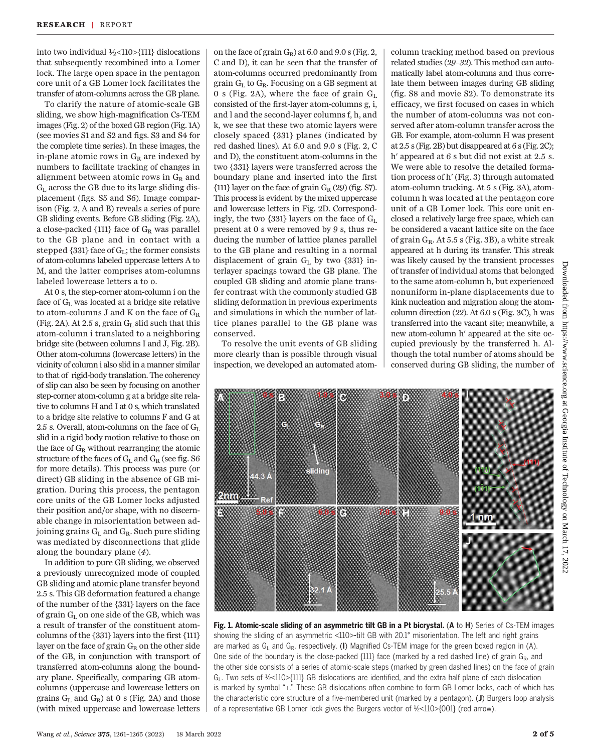into two individual ½<110>{111} dislocations that subsequently recombined into a Lomer lock. The large open space in the pentagon core unit of a GB Lomer lock facilitates the transfer of atom-columns across the GB plane.

To clarify the nature of atomic-scale GB sliding, we show high-magnification Cs-TEM images (Fig. 2) of the boxed GB region (Fig. 1A) (see movies S1 and S2 and figs. S3 and S4 for the complete time series). In these images, the in-plane atomic rows in $G_R$ are indexed by numbers to facilitate tracking of changes in alignment between atomic rows in $G_R$ and $G_L$ across the GB due to its large sliding displacement (figs. S5 and S6). Image comparison (Fig. 2, A and B) reveals a series of pure GB sliding events. Before GB sliding (Fig. 2A), a close-packed {111} face of $G_R$ was parallel to the GB plane and in contact with a stepped {331} face of $G_L$; the former consists of atom-columns labeled uppercase letters A to M, and the latter comprises atom-columns labeled lowercase letters a to o.

At 0 s, the step-corner atom-column i on the face of $G_L$ was located at a bridge site relative to atom-columns J and K on the face of $G_R$ (Fig. 2A). At 2.5 s, grain $G_L$ slid such that this atom-column i translated to a neighboring bridge site (between columns I and J, Fig. 2B). Other atom-columns (lowercase letters) in the vicinity of column i also slid in a manner similar to that of rigid-body translation. The coherency of slip can also be seen by focusing on another step-corner atom-column g at a bridge site relative to columns H and I at 0 s, which translated to a bridge site relative to columns F and G at 2.5 s. Overall, atom-columns on the face of $G_L$ slid in a rigid body motion relative to those on the face of $G_R$ without rearranging the atomic structure of the faces of $G_L$ and $G_R$ (see fig. S6 for more details). This process was pure (or direct) GB sliding in the absence of GB migration. During this process, the pentagon core units of the GB Lomer locks adjusted their position and/or shape, with no discernable change in misorientation between adjoining grains $G_L$ and $G_R$. Such pure sliding was mediated by disconnections that glide along the boundary plane (*4*).

In addition to pure GB sliding, we observed a previously unrecognized mode of coupled GB sliding and atomic plane transfer beyond 2.5 s. This GB deformation featured a change of the number of the {331} layers on the face of grain $G_L$ on one side of the GB, which was a result of transfer of the constituent atom-columns of the {331} layers into the first {111} layer on the face of grain $G_R$ on the other side of the GB, in conjunction with transport of transferred atom-columns along the boundary plane. Specifically, comparing GB atom-columns (uppercase and lowercase letters on grains $G_L$ and $G_R$) at 0 s (Fig. 2A) and those (with mixed uppercase and lowercase letters on the face of grain $G_R$) at 6.0 and 9.0 s (Fig. 2, C and D), it can be seen that the transfer of atom-columns occurred predominantly from grain $G_L$ to $G_R$. Focusing on a GB segment at 0 s (Fig. 2A), where the face of grain $G_L$ consisted of the first-layer atom-columns g, i, and k and the second-layer columns f, h, and l, we see that these two atomic layers were closely spaced {331} planes (indicated by red dashed lines). At 6.0 and 9.0 s (Fig. 2, C and D), the constituent atom-columns in the two {331} layers were transferred across the boundary plane and inserted into the first {111} layer on the face of grain $G_R$ (*29*) (fig. S7). This process is evident by the mixed uppercase and lowercase letters in Fig. 2D. Correspondingly, the two {331} layers on the face of $G_L$ present at 0 s were removed by 9 s, thus reducing the number of lattice planes parallel to the GB plane and resulting in a normal displacement of grain $G_L$ by two {331} interlayer spacings toward the GB plane. The coupled GB sliding and atomic plane transfer contrast with the commonly studied GB sliding deformation in previous experiments and simulations in which the number of lattice planes parallel to the GB plane was conserved.

To resolve the unit events of GB sliding more clearly than is possible through visual inspection, we developed an automated atom-column tracking method based on previous related studies (*29*–*32*). This method can automatically label atom-columns and thus correlate them between images during GB sliding (fig. S8 and movie S2). To demonstrate its efficacy, we first focused on cases in which the number of atom-columns was not conserved after atom-column transfer across the GB. For example, atom-column H was present at 2.5 s (Fig. 2B) but disappeared at 6 s (Fig. 2C); h′ appeared at 6 s but did not exist at 2.5 s. We were able to resolve the detailed formation process of h′ (Fig. 3) through automated atom-column tracking. At 5 s (Fig. 3A), atom-column h was located at the pentagon core unit of a GB Lomer lock. This core unit enclosed a relatively large free space, which can be considered a vacant lattice site on the face of grain $G_R$. At 5.5 s (Fig. 3B), a white streak appeared at h during its transfer. This streak was likely caused by the transient processes of transfer of individual atoms that belonged to the same atom-column h, but experienced nonuniform in-plane displacements due to kink nucleation and migration along the atom-column direction (*22*). At 6.0 s (Fig. 3C), h was transferred into the vacant site; meanwhile, a new atom-column h′ appeared at the site occupied previously by the transferred h. Although the total number of atoms should be conserved during GB sliding, the number of

**Fig. 1. Atomic-scale sliding of an asymmetric tilt GB in a Pt bicrystal.** (**A** to **H**) Series of Cs-TEM images showing the sliding of an asymmetric <110>-tilt GB with 20.1° misorientation. The left and right grains are marked as $G_L$ and $G_R$, respectively. (**I**) Magnified Cs-TEM image for the green boxed region in (A). One side of the boundary is the close-packed {111} face (marked by a red dashed line) of grain $G_R$, and the other side consists of a series of atomic-scale steps (marked by green dashed lines) on the face of grain $G_L$. Two sets of ½<110>{111} GB dislocations are identified, and the extra half plane of each dislocation is marked by symbol "⊥." These GB dislocations often combine to form GB Lomer locks, each of which has the characteristic core structure of a five-membered unit (marked by a pentagon). (**J**) Burgers loop analysis of a representative GB Lomer lock gives the Burgers vector of ½<110>{001} (red arrow).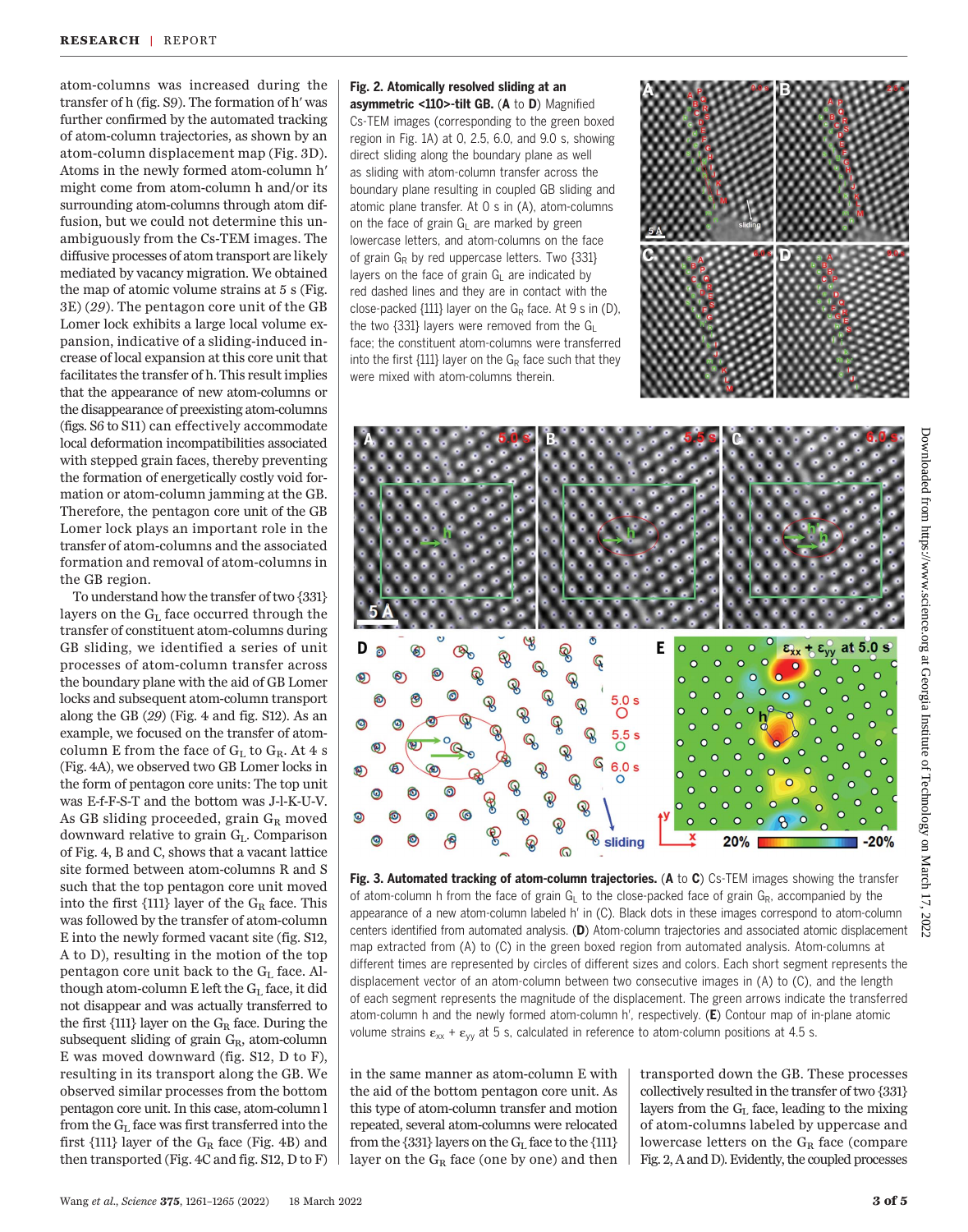atom-columns was increased during the transfer of h (fig. S9). The formation of h′ was further confirmed by the automated tracking of atom-column trajectories, as shown by an atom-column displacement map (Fig. 3D). Atoms in the newly formed atom-column h′ might come from atom-column h and/or its surrounding atom-columns through atom diffusion, but we could not determine this unambiguously from the Cs-TEM images. The diffusive processes of atom transport are likely mediated by vacancy migration. We obtained the map of atomic volume strains at 5 s (Fig. 3E) (29). The pentagon core unit of the GB Lomer lock exhibits a large local volume expansion, indicative of a sliding-induced increase of local expansion at this core unit that facilitates the transfer of h. This result implies that the appearance of new atom-columns or the disappearance of preexisting atom-columns (figs. S6 to S11) can effectively accommodate local deformation incompatibilities associated with stepped grain faces, thereby preventing the formation of energetically costly void formation or atom-column jamming at the GB. Therefore, the pentagon core unit of the GB Lomer lock plays an important role in the transfer of atom-columns and the associated formation and removal of atom-columns in the GB region.

To understand how the transfer of two {331} layers on the $G_L$ face occurred through the transfer of constituent atom-columns during GB sliding, we identified a series of unit processes of atom-column transfer across the boundary plane with the aid of GB Lomer locks and subsequent atom-column transport along the GB (29) (Fig. 4 and fig. S12). As an example, we focused on the transfer of atom-column E from the face of $G_L$ to $G_R$. At 4 s (Fig. 4A), we observed two GB Lomer locks in the form of pentagon core units: The top unit was E-f-F-S-T and the bottom was J-l-K-U-V. As GB sliding proceeded, grain $G_R$ moved downward relative to grain $G_L$. Comparison of Fig. 4, B and C, shows that a vacant lattice site formed between atom-columns R and S such that the top pentagon core unit moved into the first {111} layer of the $G_R$ face. This was followed by the transfer of atom-column E into the newly formed vacant site (fig. S12, A to D), resulting in the motion of the top pentagon core unit back to the $G_L$ face. Although atom-column E left the $G_L$ face, it did not disappear and was actually transferred to the first {111} layer on the $G_R$ face. During the subsequent sliding of grain $G_R$, atom-column E was moved downward (fig. S12, D to F), resulting in its transport along the GB. We observed similar processes from the bottom pentagon core unit. In this case, atom-column l from the $G_L$ face was first transferred into the first {111} layer of the $G_R$ face (Fig. 4B) and then transported (Fig. 4C and fig. S12, D to F) in the same manner as atom-column E with the aid of the bottom pentagon core unit. As this type of atom-column transfer and motion repeated, several atom-columns were relocated from the {331} layers on the $G_L$ face to the {111} layer on the $G_R$ face (one by one) and then transported down the GB. These processes collectively resulted in the transfer of two {331} layers from the $G_L$ face, leading to the mixing of atom-columns labeled by uppercase and lowercase letters on the $G_R$ face (compare Fig. 2, A and D). Evidently, the coupled processes

**Fig. 2. Atomically resolved sliding at an asymmetric <110>-tilt GB.** (**A** to **D**) Magnified Cs-TEM images (corresponding to the green boxed region in Fig. 1A) at 0, 2.5, 6.0, and 9.0 s, showing direct sliding along the boundary plane as well as sliding with atom-column transfer across the boundary plane resulting in coupled GB sliding and atomic plane transfer. At 0 s in (A), atom-columns on the face of grain $G_L$ are marked by green lowercase letters, and atom-columns on the face of grain $G_R$ by red uppercase letters. Two {331} layers on the face of grain $G_L$ are indicated by red dashed lines and they are in contact with the close-packed {111} layer on the $G_R$ face. At 9 s in (D), the two {331} layers were removed from the $G_L$ face; the constituent atom-columns were transferred into the first {111} layer on the $G_R$ face such that they were mixed with atom-columns therein.

**Fig. 3. Automated tracking of atom-column trajectories.** (**A** to **C**) Cs-TEM images showing the transfer of atom-column h from the face of grain $G_L$ to the close-packed face of grain $G_R$, accompanied by the appearance of a new atom-column labeled h′ in (C). Black dots in these images correspond to atom-column centers identified from automated analysis. (**D**) Atom-column trajectories and associated atomic displacement map extracted from (A) to (C) in the green boxed region from automated analysis. Atom-columns at different times are represented by circles of different sizes and colors. Each short segment represents the displacement vector of an atom-column between two consecutive images in (A) to (C), and the length of each segment represents the magnitude of the displacement. The green arrows indicate the transferred atom-column h and the newly formed atom-column h′, respectively. (**E**) Contour map of in-plane atomic volume strains $\varepsilon_{xx} + \varepsilon_{yy}$ at 5 s, calculated in reference to atom-column positions at 4.5 s.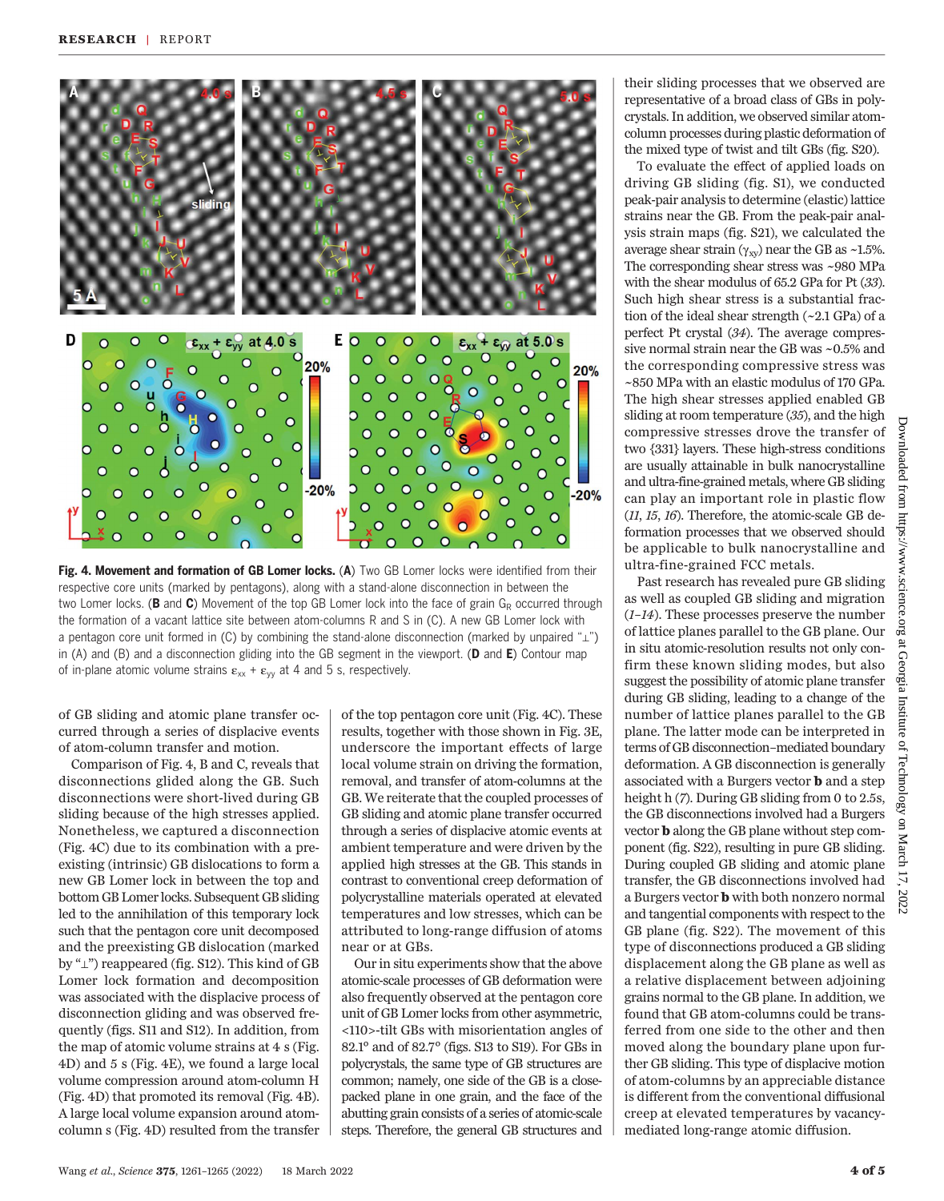**Fig. 4. Movement and formation of GB Lomer locks.** (**A**) Two GB Lomer locks were identified from their respective core units (marked by pentagons), along with a stand-alone disconnection in between the two Lomer locks. (**B** and **C**) Movement of the top GB Lomer lock into the face of grain $G_R$ occurred through the formation of a vacant lattice site between atom-columns R and S in (C). A new GB Lomer lock with a pentagon core unit formed in (C) by combining the stand-alone disconnection (marked by unpaired "⊥") in (A) and (B) and a disconnection gliding into the GB segment in the viewport. (**D** and **E**) Contour map of in-plane atomic volume strains $\varepsilon_{xx} + \varepsilon_{yy}$ at 4 and 5 s, respectively.

of GB sliding and atomic plane transfer occurred through a series of displacive events of atom-column transfer and motion.

Comparison of Fig. 4, B and C, reveals that disconnections glided along the GB. Such disconnections were short-lived during GB sliding because of the high stresses applied. Nonetheless, we captured a disconnection (Fig. 4C) due to its combination with a preexisting (intrinsic) GB dislocations to form a new GB Lomer lock in between the top and bottom GB Lomer locks. Subsequent GB sliding led to the annihilation of this temporary lock such that the pentagon core unit decomposed and the preexisting GB dislocation (marked by "⊥") reappeared (fig. S12). This kind of GB Lomer lock formation and decomposition was associated with the displacive process of disconnection gliding and was observed frequently (figs. S11 and S12). In addition, from the map of atomic volume strains at 4 s (Fig. 4D) and 5 s (Fig. 4E), we found a large local volume compression around atom-column H (Fig. 4D) that promoted its removal (Fig. 4B). A large local volume expansion around atom-column s (Fig. 4D) resulted from the transfer of the top pentagon core unit (Fig. 4C). These results, together with those shown in Fig. 3E, underscore the important effects of large local volume strain on driving the formation, removal, and transfer of atom-columns at the GB. We reiterate that the coupled processes of GB sliding and atomic plane transfer occurred through a series of displacive atomic events at ambient temperature and were driven by the applied high stresses at the GB. This stands in contrast to conventional creep deformation of polycrystalline materials operated at elevated temperatures and low stresses, which can be attributed to long-range diffusion of atoms near or at GBs.

Our in situ experiments show that the above atomic-scale processes of GB deformation were also frequently observed at the pentagon core unit of GB Lomer locks from other asymmetric, <110>-tilt GBs with misorientation angles of 82.1° and of 82.7° (figs. S13 to S19). For GBs in polycrystals, the same type of GB structures are common; namely, one side of the GB is a close-packed plane in one grain, and the face of the abutting grain consists of a series of atomic-scale steps. Therefore, the general GB structures and their sliding processes that we observed are representative of a broad class of GBs in polycrystals. In addition, we observed similar atom-column processes during plastic deformation of the mixed type of twist and tilt GBs (fig. S20).

To evaluate the effect of applied loads on driving GB sliding (fig. S1), we conducted peak-pair analysis to determine (elastic) lattice strains near the GB. From the peak-pair analysis strain maps (fig. S21), we calculated the average shear strain ($\gamma_{xy}$) near the GB as ~1.5%. The corresponding shear stress was ~980 MPa with the shear modulus of 65.2 GPa for Pt (*33*). Such high shear stress is a substantial fraction of the ideal shear strength (~2.1 GPa) of a perfect Pt crystal (*34*). The average compressive normal strain near the GB was ~0.5% and the corresponding compressive stress was ~850 MPa with an elastic modulus of 170 GPa. The high shear stresses applied enabled GB sliding at room temperature (*35*), and the high compressive stresses drove the transfer of two {331} layers. These high-stress conditions are usually attainable in bulk nanocrystalline and ultra-fine-grained metals, where GB sliding can play an important role in plastic flow (*11*, *15*, *16*). Therefore, the atomic-scale GB deformation processes that we observed should be applicable to bulk nanocrystalline and ultra-fine-grained FCC metals.

Past research has revealed pure GB sliding as well as coupled GB sliding and migration (*1*–*14*). These processes preserve the number of lattice planes parallel to the GB plane. Our in situ atomic-resolution results not only confirm these known sliding modes, but also suggest the possibility of atomic plane transfer during GB sliding, leading to a change of the number of lattice planes parallel to the GB plane. The latter mode can be interpreted in terms of GB disconnection–mediated boundary deformation. A GB disconnection is generally associated with a Burgers vector **b** and a step height h (*7*). During GB sliding from 0 to 2.5s, the GB disconnections involved had a Burgers vector **b** along the GB plane without step component (fig. S22), resulting in pure GB sliding. During coupled GB sliding and atomic plane transfer, the GB disconnections involved had a Burgers vector **b** with both nonzero normal and tangential components with respect to the GB plane (fig. S22). The movement of this type of disconnections produced a GB sliding displacement along the GB plane as well as a relative displacement between adjoining grains normal to the GB plane. In addition, we found that GB atom-columns could be transferred from one side to the other and then moved along the boundary plane upon further GB sliding. This type of displacive motion of atom-columns by an appreciable distance is different from the conventional diffusional creep at elevated temperatures by vacancy-mediated long-range atomic diffusion.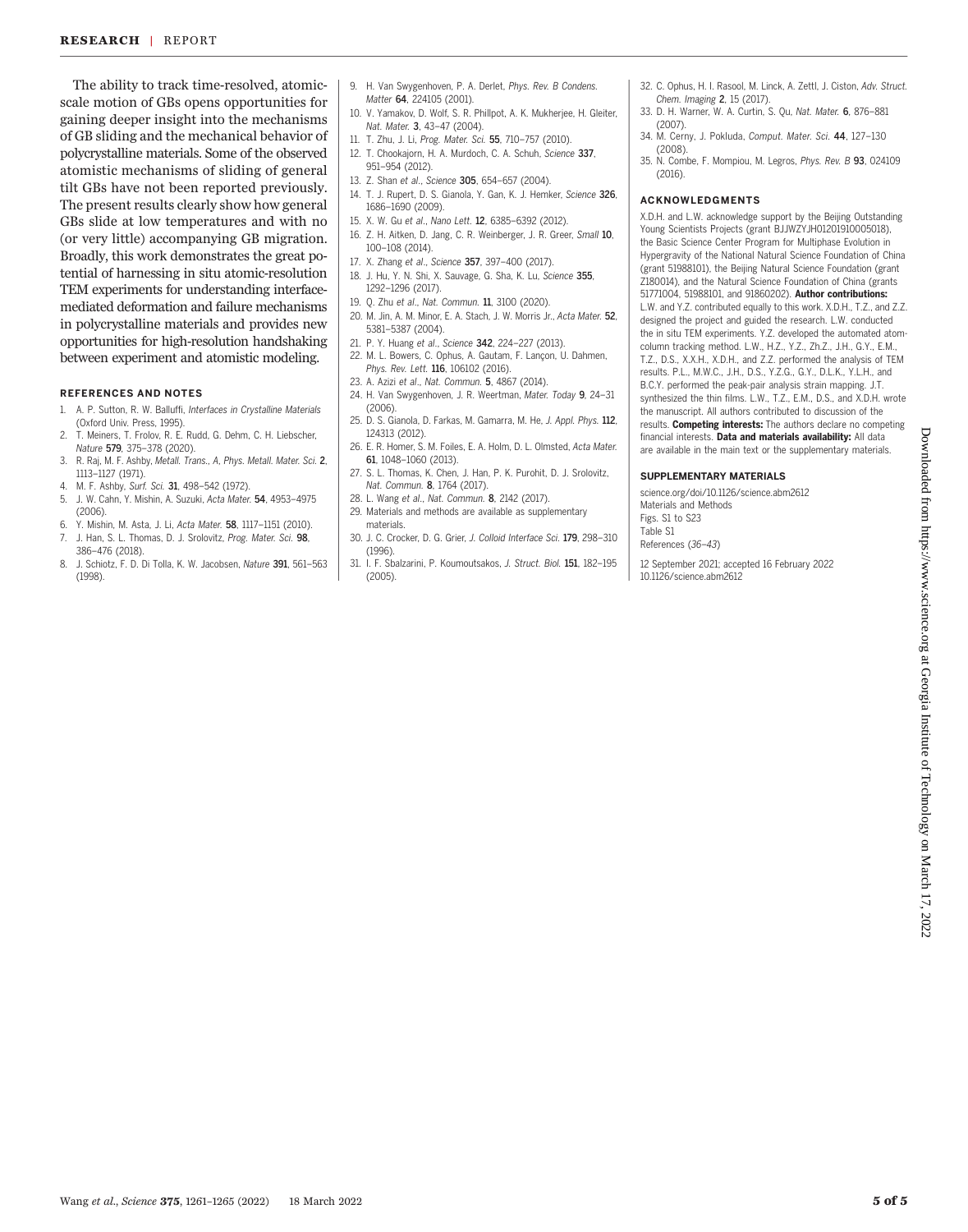The ability to track time-resolved, atomic-scale motion of GBs opens opportunities for gaining deeper insight into the mechanisms of GB sliding and the mechanical behavior of polycrystalline materials. Some of the observed atomistic mechanisms of sliding of general tilt GBs have not been reported previously. The present results clearly show how general GBs slide at low temperatures and with no (or very little) accompanying GB migration. Broadly, this work demonstrates the great potential of harnessing in situ atomic-resolution TEM experiments for understanding interface-mediated deformation and failure mechanisms in polycrystalline materials and provides new opportunities for high-resolution handshaking between experiment and atomistic modeling.

## REFERENCES AND NOTES

1. A. P. Sutton, R. W. Balluffi, *Interfaces in Crystalline Materials* (Oxford Univ. Press, 1995).
2. T. Meiners, T. Frolov, R. E. Rudd, G. Dehm, C. H. Liebscher, *Nature* **579**, 375–378 (2020).
3. R. Raj, M. F. Ashby, *Metall. Trans., A, Phys. Metall. Mater. Sci.* **2**, 1113–1127 (1971).
4. M. F. Ashby, *Surf. Sci.* **31**, 498–542 (1972).
5. J. W. Cahn, Y. Mishin, A. Suzuki, *Acta Mater.* **54**, 4953–4975 (2006).
6. Y. Mishin, M. Asta, J. Li, *Acta Mater.* **58**, 1117–1151 (2010).
7. J. Han, S. L. Thomas, D. J. Srolovitz, *Prog. Mater. Sci.* **98**, 386–476 (2018).
8. J. Schiotz, F. D. Di Tolla, K. W. Jacobsen, *Nature* **391**, 561–563 (1998).
9. H. Van Swygenhoven, P. A. Derlet, *Phys. Rev. B Condens. Matter* **64**, 224105 (2001).
10. V. Yamakov, D. Wolf, S. R. Phillpot, A. K. Mukherjee, H. Gleiter, *Nat. Mater.* **3**, 43–47 (2004).
11. T. Zhu, J. Li, *Prog. Mater. Sci.* **55**, 710–757 (2010).
12. T. Chookajorn, H. A. Murdoch, C. A. Schuh, *Science* **337**, 951–954 (2012).
13. Z. Shan *et al.*, *Science* **305**, 654–657 (2004).
14. T. J. Rupert, D. S. Gianola, Y. Gan, K. J. Hemker, *Science* **326**, 1686–1690 (2009).
15. X. W. Gu *et al.*, *Nano Lett.* **12**, 6385–6392 (2012).
16. Z. H. Aitken, D. Jang, C. R. Weinberger, J. R. Greer, *Small* **10**, 100–108 (2014).
17. X. Zhang *et al.*, *Science* **357**, 397–400 (2017).
18. J. Hu, Y. N. Shi, X. Sauvage, G. Sha, K. Lu, *Science* **355**, 1292–1296 (2017).
19. Q. Zhu *et al.*, *Nat. Commun.* **11**, 3100 (2020).
20. M. Jin, A. M. Minor, E. A. Stach, J. W. Morris Jr., *Acta Mater.* **52**, 5381–5387 (2004).
21. P. Y. Huang *et al.*, *Science* **342**, 224–227 (2013).
22. M. L. Bowers, C. Ophus, A. Gautam, F. Lançon, U. Dahmen, *Phys. Rev. Lett.* **116**, 106102 (2016).
23. A. Azizi *et al.*, *Nat. Commun.* **5**, 4867 (2014).
24. H. Van Swygenhoven, J. R. Weertman, *Mater. Today* **9**, 24–31 (2006).
25. D. S. Gianola, D. Farkas, M. Gamarra, M. He, *J. Appl. Phys.* **112**, 124313 (2012).
26. E. R. Homer, S. M. Foiles, E. A. Holm, D. L. Olmsted, *Acta Mater.* **61**, 1048–1060 (2013).
27. S. L. Thomas, K. Chen, J. Han, P. K. Purohit, D. J. Srolovitz, *Nat. Commun.* **8**, 1764 (2017).
28. L. Wang *et al.*, *Nat. Commun.* **8**, 2142 (2017).
29. Materials and methods are available as supplementary materials.
30. J. C. Crocker, D. G. Grier, *J. Colloid Interface Sci.* **179**, 298–310 (1996).
31. I. F. Sbalzarini, P. Koumoutsakos, *J. Struct. Biol.* **151**, 182–195 (2005).
32. C. Ophus, H. I. Rasool, M. Linck, A. Zettl, J. Ciston, *Adv. Struct. Chem. Imaging* **2**, 15 (2017).
33. D. H. Warner, W. A. Curtin, S. Qu, *Nat. Mater.* **6**, 876–881 (2007).
34. M. Cerny, J. Pokluda, *Comput. Mater. Sci.* **44**, 127–130 (2008).
35. N. Combe, F. Mompiou, M. Legros, *Phys. Rev. B* **93**, 024109 (2016).

## ACKNOWLEDGMENTS

X.D.H. and L.W. acknowledge support by the Beijing Outstanding Young Scientists Projects (grant BJJWZYJH01201910005018), the Basic Science Center Program for Multiphase Evolution in Hypergravity of the National Natural Science Foundation of China (grant 51988101), the Beijing Natural Science Foundation (grant Z180014), and the Natural Science Foundation of China (grants 51771004, 51988101, and 91860202). **Author contributions:** L.W. and Y.Z. contributed equally to this work. X.D.H., T.Z., and Z.Z. designed the project and guided the research. L.W. conducted the in situ TEM experiments. Y.Z. developed the automated atom-column tracking method. L.W., H.Z., Y.Z., Zh.Z., J.H., G.Y., E.M., T.Z., D.S., X.X.H., X.D.H., and Z.Z. performed the analysis of TEM results. P.L., M.W.C., J.H., D.S., Y.Z.G., G.Y., D.L.K., Y.L.H., and B.C.Y. performed the peak-pair analysis strain mapping. J.T. synthesized the thin films. L.W., T.Z., E.M., D.S., and X.D.H. wrote the manuscript. All authors contributed to discussion of the results. **Competing interests:** The authors declare no competing financial interests. **Data and materials availability:** All data are available in the main text or the supplementary materials.

## SUPPLEMENTARY MATERIALS

science.org/doi/10.1126/science.abm2612
Materials and Methods
Figs. S1 to S23
Table S1
References (*36–43*)

12 September 2021; accepted 16 February 2022
10.1126/science.abm2612